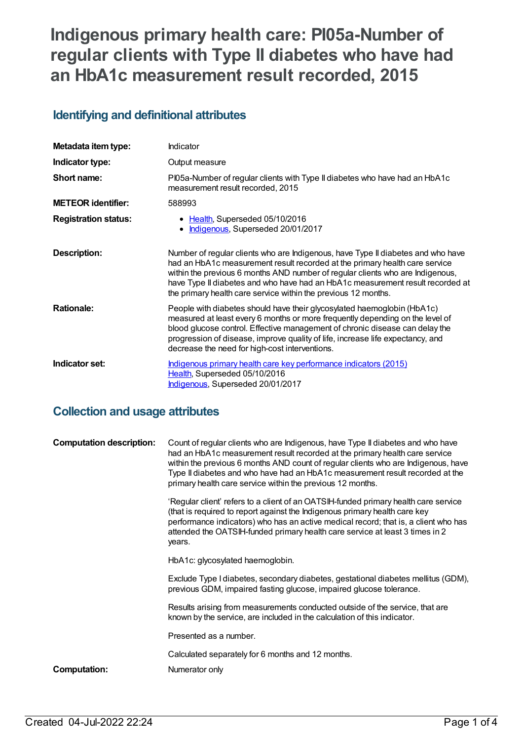# Indigenous primary health care: PI05a-Number of regular clients with Type II diabetes who have had an HbA1c measurement result recorded, 2015

## Identifying and definitional attributes

| | |
|---|---|
| **Metadata item type:** | Indicator |
| **Indicator type:** | Output measure |
| **Short name:** | PI05a-Number of regular clients with Type II diabetes who have had an HbA1c measurement result recorded, 2015 |
| **METEOR identifier:** | 588993 |
| **Registration status:** | • Health, Superseded 05/10/2016<br>• Indigenous, Superseded 20/01/2017 |
| **Description:** | Number of regular clients who are Indigenous, have Type II diabetes and who have had an HbA1c measurement result recorded at the primary health care service within the previous 6 months AND number of regular clients who are Indigenous, have Type II diabetes and who have had an HbA1c measurement result recorded at the primary health care service within the previous 12 months. |
| **Rationale:** | People with diabetes should have their glycosylated haemoglobin (HbA1c) measured at least every 6 months or more frequently depending on the level of blood glucose control. Effective management of chronic disease can delay the progression of disease, improve quality of life, increase life expectancy, and decrease the need for high-cost interventions. |
| **Indicator set:** | Indigenous primary health care key performance indicators (2015)<br>Health, Superseded 05/10/2016<br>Indigenous, Superseded 20/01/2017 |

## Collection and usage attributes

**Computation description:**

Count of regular clients who are Indigenous, have Type II diabetes and who have had an HbA1c measurement result recorded at the primary health care service within the previous 6 months AND count of regular clients who are Indigenous, have Type II diabetes and who have had an HbA1c measurement result recorded at the primary health care service within the previous 12 months.

'Regular client' refers to a client of an OATSIH-funded primary health care service (that is required to report against the Indigenous primary health care key performance indicators) who has an active medical record; that is, a client who has attended the OATSIH-funded primary health care service at least 3 times in 2 years.

HbA1c: glycosylated haemoglobin.

Exclude Type I diabetes, secondary diabetes, gestational diabetes mellitus (GDM), previous GDM, impaired fasting glucose, impaired glucose tolerance.

Results arising from measurements conducted outside of the service, that are known by the service, are included in the calculation of this indicator.

Presented as a number.

Calculated separately for 6 months and 12 months.

**Computation:** Numerator only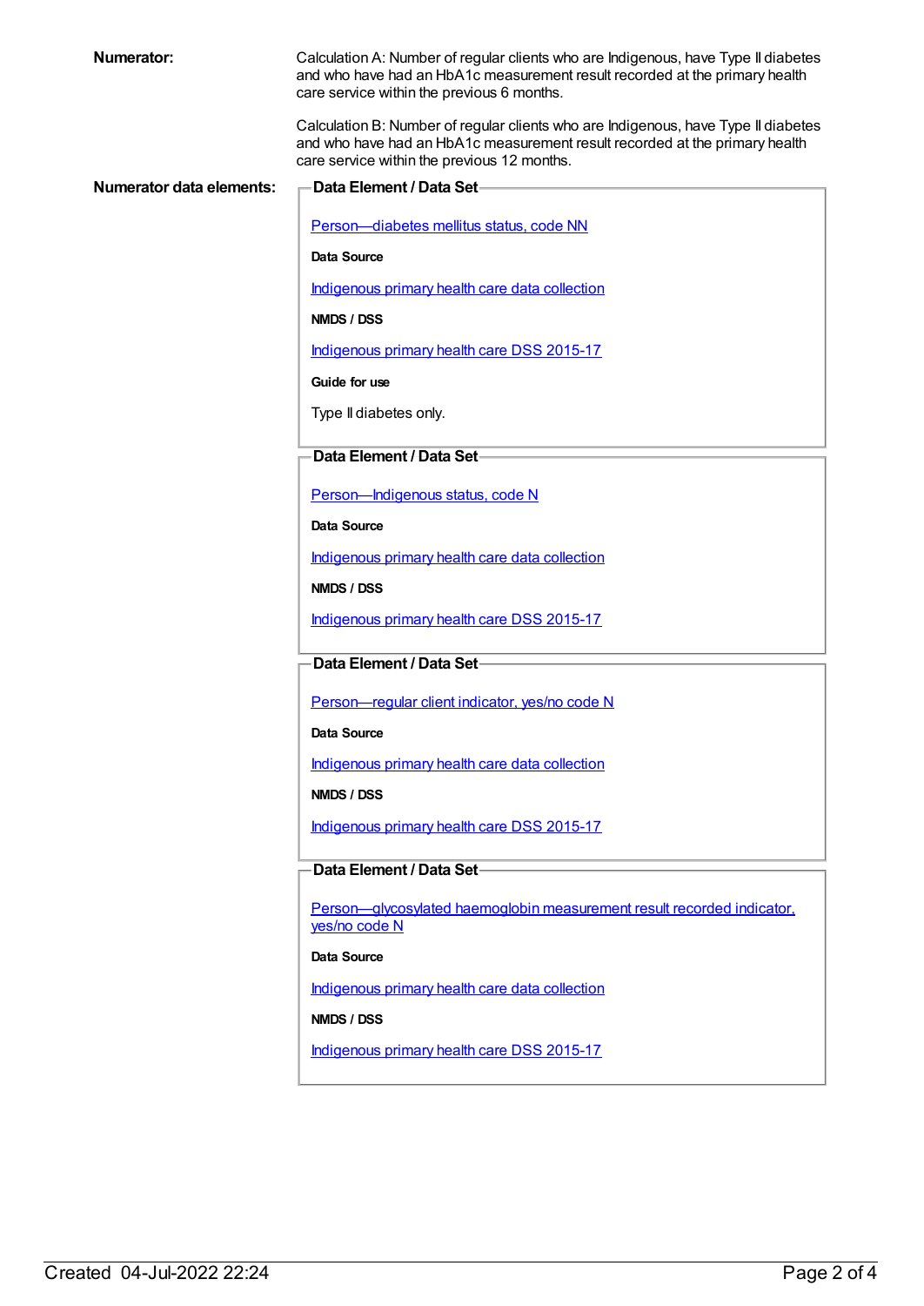**Numerator:**

Calculation A: Number of regular clients who are Indigenous, have Type II diabetes and who have had an HbA1c measurement result recorded at the primary health care service within the previous 6 months.

Calculation B: Number of regular clients who are Indigenous, have Type II diabetes and who have had an HbA1c measurement result recorded at the primary health care service within the previous 12 months.

**Numerator data elements:**

**Data Element / Data Set**

Person—diabetes mellitus status, code NN

**Data Source**

Indigenous primary health care data collection

**NMDS / DSS**

Indigenous primary health care DSS 2015-17

**Guide for use**

Type II diabetes only.

**Data Element / Data Set**

Person—Indigenous status, code N

**Data Source**

Indigenous primary health care data collection

**NMDS / DSS**

Indigenous primary health care DSS 2015-17

**Data Element / Data Set**

Person—regular client indicator, yes/no code N

**Data Source**

Indigenous primary health care data collection

**NMDS / DSS**

Indigenous primary health care DSS 2015-17

**Data Element / Data Set**

Person—glycosylated haemoglobin measurement result recorded indicator, yes/no code N

**Data Source**

Indigenous primary health care data collection

**NMDS / DSS**

Indigenous primary health care DSS 2015-17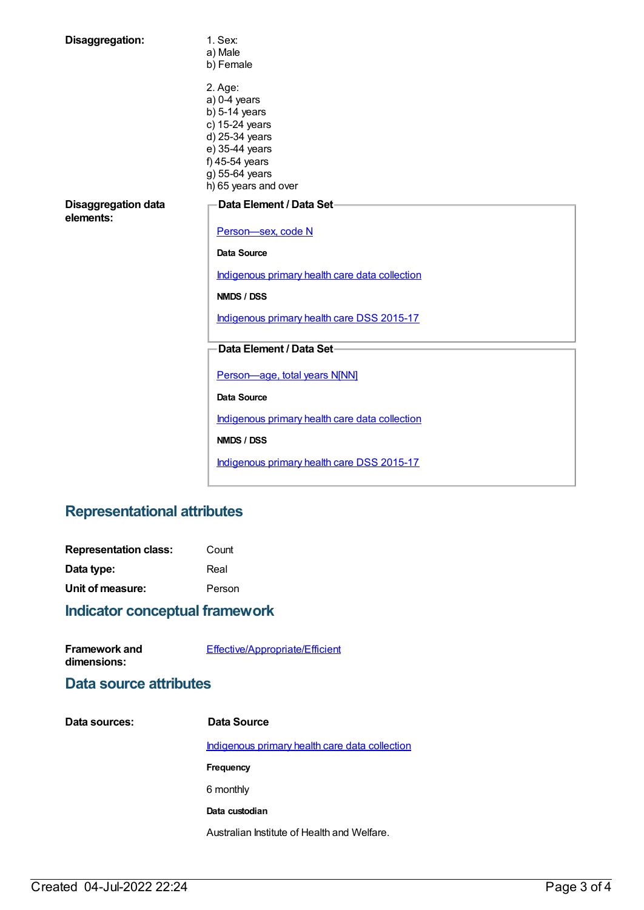**Disaggregation:**

1. Sex:
a) Male
b) Female

2. Age:
a) 0-4 years
b) 5-14 years
c) 15-24 years
d) 25-34 years
e) 35-44 years
f) 45-54 years
g) 55-64 years
h) 65 years and over

**Disaggregation data elements:**

**Data Element / Data Set**

Person—sex, code N

**Data Source**

Indigenous primary health care data collection

**NMDS / DSS**

Indigenous primary health care DSS 2015-17

**Data Element / Data Set**

Person—age, total years N[NN]

**Data Source**

Indigenous primary health care data collection

**NMDS / DSS**

Indigenous primary health care DSS 2015-17

## Representational attributes

**Representation class:** Count

**Data type:** Real

**Unit of measure:** Person

## Indicator conceptual framework

**Framework and dimensions:** Effective/Appropriate/Efficient

## Data source attributes

**Data sources:**

**Data Source**

Indigenous primary health care data collection

**Frequency**

6 monthly

**Data custodian**

Australian Institute of Health and Welfare.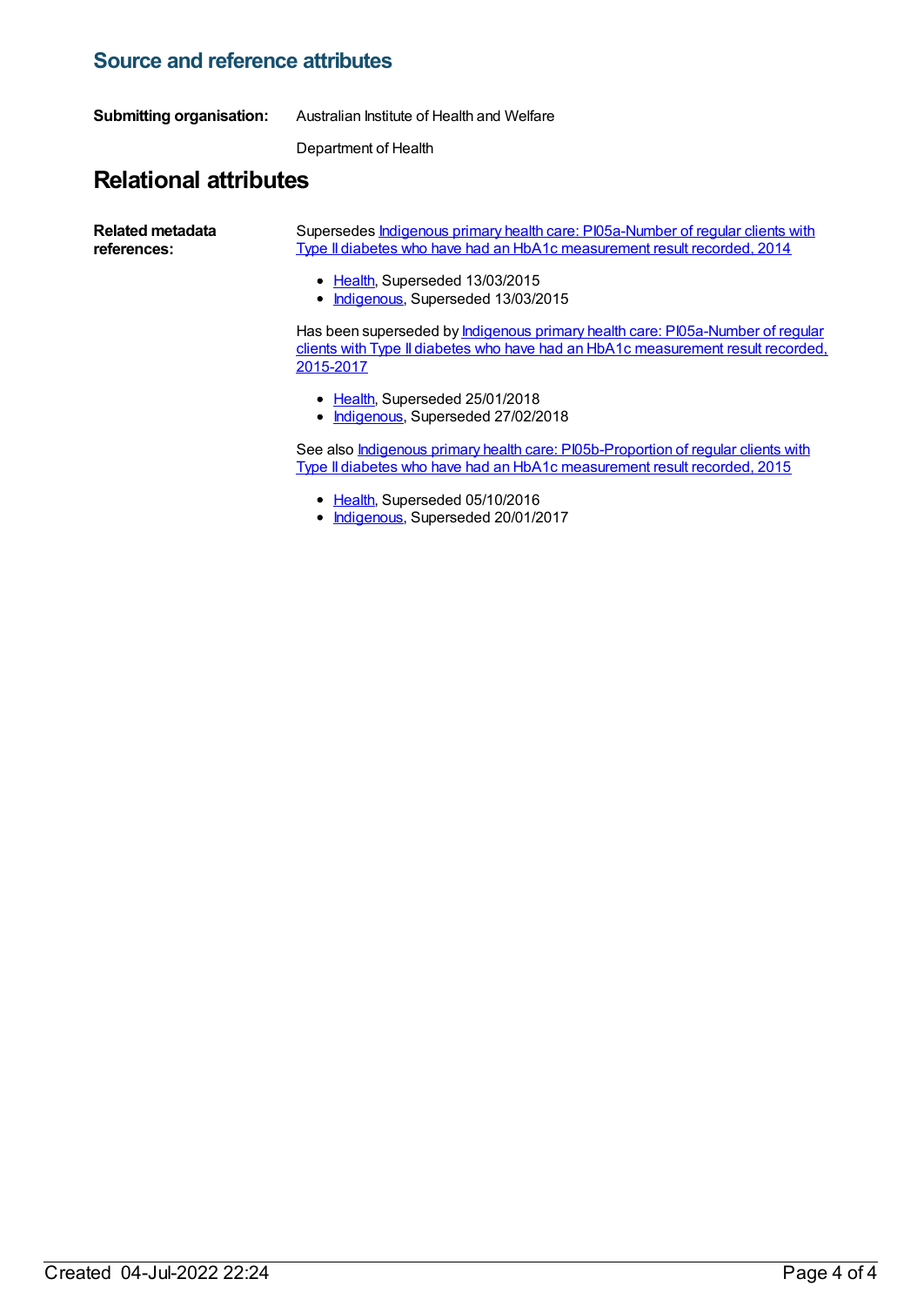## Source and reference attributes

**Submitting organisation:** Australian Institute of Health and Welfare

Department of Health

# Relational attributes

**Related metadata references:**

Supersedes Indigenous primary health care: PI05a-Number of regular clients with Type II diabetes who have had an HbA1c measurement result recorded, 2014

- Health, Superseded 13/03/2015
- Indigenous, Superseded 13/03/2015

Has been superseded by Indigenous primary health care: PI05a-Number of regular clients with Type II diabetes who have had an HbA1c measurement result recorded, 2015-2017

- Health, Superseded 25/01/2018
- Indigenous, Superseded 27/02/2018

See also Indigenous primary health care: PI05b-Proportion of regular clients with Type II diabetes who have had an HbA1c measurement result recorded, 2015

- Health, Superseded 05/10/2016
- Indigenous, Superseded 20/01/2017